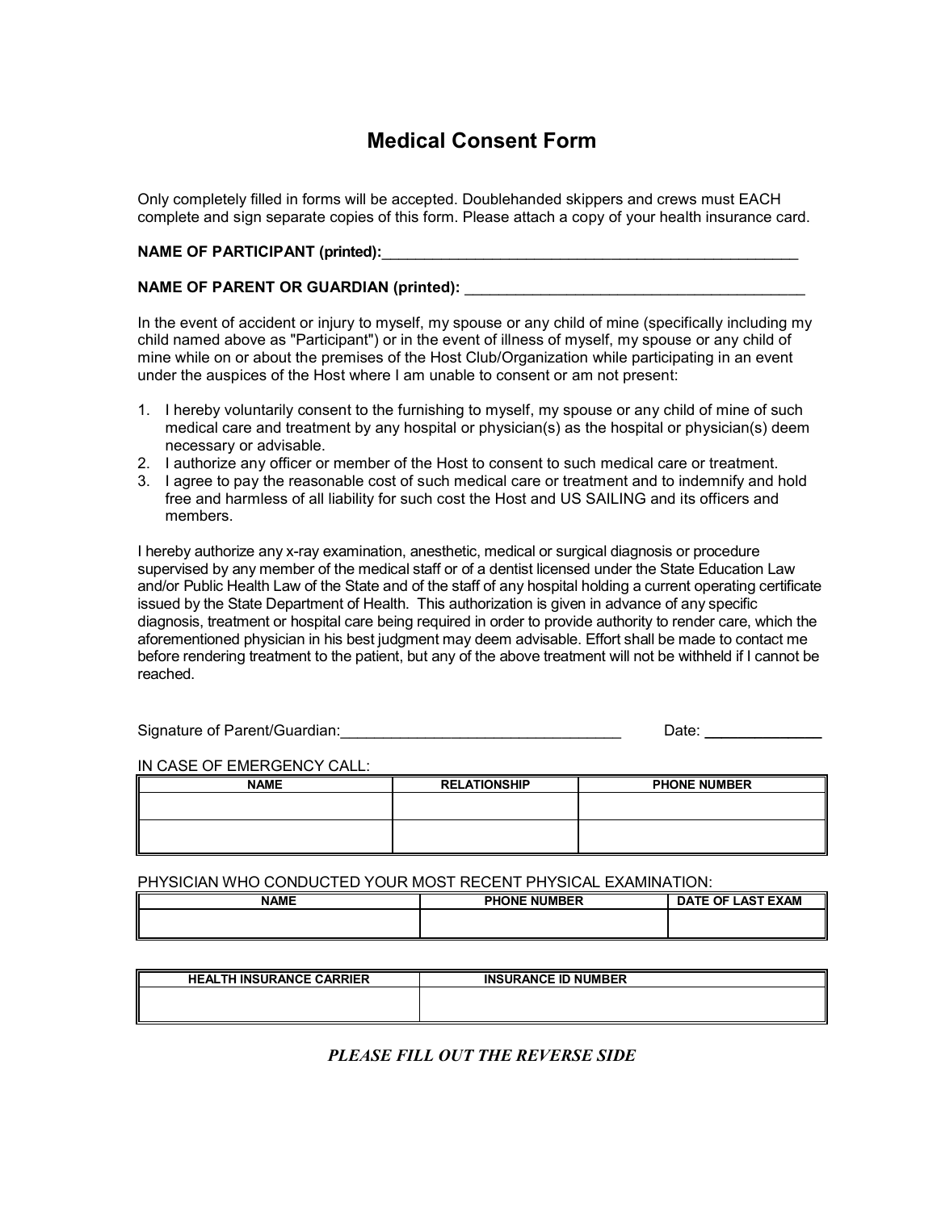# Medical Consent Form

Only completely filled in forms will be accepted. Doublehanded skippers and crews must EACH complete and sign separate copies of this form. Please attach a copy of your health insurance card.

**NAME OF PARTICIPANT (printed):**\_\_\_\_\_\_\_\_\_\_\_\_\_\_\_\_\_\_\_\_\_\_\_\_\_\_\_\_\_\_\_\_\_\_\_\_\_\_\_\_\_\_\_\_\_\_\_\_\_\_

**NAME OF PARENT OR GUARDIAN (printed):** \_\_\_\_\_\_\_\_\_\_\_\_\_\_\_\_\_\_\_\_\_\_\_\_\_\_\_\_\_\_\_\_\_\_\_\_\_\_\_\_\_

In the event of accident or injury to myself, my spouse or any child of mine (specifically including my child named above as "Participant") or in the event of illness of myself, my spouse or any child of mine while on or about the premises of the Host Club/Organization while participating in an event under the auspices of the Host where I am unable to consent or am not present:

1. I hereby voluntarily consent to the furnishing to myself, my spouse or any child of mine of such medical care and treatment by any hospital or physician(s) as the hospital or physician(s) deem necessary or advisable.
2. I authorize any officer or member of the Host to consent to such medical care or treatment.
3. I agree to pay the reasonable cost of such medical care or treatment and to indemnify and hold free and harmless of all liability for such cost the Host and US SAILING and its officers and members.

I hereby authorize any x-ray examination, anesthetic, medical or surgical diagnosis or procedure supervised by any member of the medical staff or of a dentist licensed under the State Education Law and/or Public Health Law of the State and of the staff of any hospital holding a current operating certificate issued by the State Department of Health. This authorization is given in advance of any specific diagnosis, treatment or hospital care being required in order to provide authority to render care, which the aforementioned physician in his best judgment may deem advisable. Effort shall be made to contact me before rendering treatment to the patient, but any of the above treatment will not be withheld if I cannot be reached.

Signature of Parent/Guardian:\_\_\_\_\_\_\_\_\_\_\_\_\_\_\_\_\_\_\_\_\_\_\_\_\_\_\_\_\_\_\_\_\_\_ Date: \_\_\_\_\_\_\_\_\_\_\_\_\_\_

IN CASE OF EMERGENCY CALL:

| NAME | RELATIONSHIP | PHONE NUMBER |
| --- | --- | --- |
| | | |
| | | |

PHYSICIAN WHO CONDUCTED YOUR MOST RECENT PHYSICAL EXAMINATION:

| NAME | PHONE NUMBER | DATE OF LAST EXAM |
| --- | --- | --- |
| | | |

| HEALTH INSURANCE CARRIER | INSURANCE ID NUMBER |
| --- | --- |
| | |

***PLEASE FILL OUT THE REVERSE SIDE***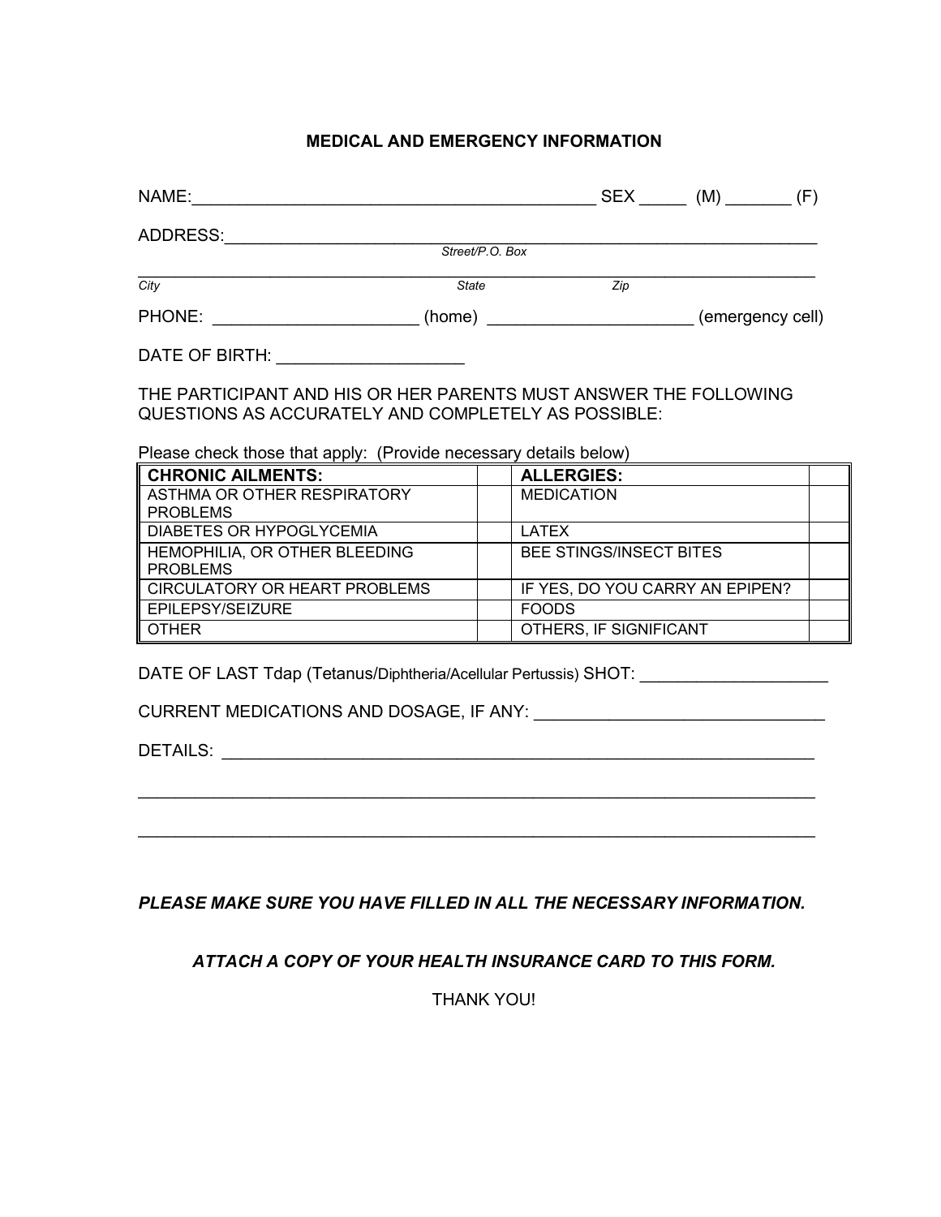**MEDICAL AND EMERGENCY INFORMATION**

NAME:__________________________________________ SEX _____ (M) _______ (F)

ADDRESS:______________________________________________________________
Street/P.O. Box

______________________________________________________________________
City State Zip

PHONE: _____________________ (home) _____________________ (emergency cell)

DATE OF BIRTH: ___________________

THE PARTICIPANT AND HIS OR HER PARENTS MUST ANSWER THE FOLLOWING QUESTIONS AS ACCURATELY AND COMPLETELY AS POSSIBLE:

Please check those that apply: (Provide necessary details below)

| **CHRONIC AILMENTS:** | | **ALLERGIES:** | |
|---|---|---|---|
| ASTHMA OR OTHER RESPIRATORY PROBLEMS | | MEDICATION | |
| DIABETES OR HYPOGLYCEMIA | | LATEX | |
| HEMOPHILIA, OR OTHER BLEEDING PROBLEMS | | BEE STINGS/INSECT BITES | |
| CIRCULATORY OR HEART PROBLEMS | | IF YES, DO YOU CARRY AN EPIPEN? | |
| EPILEPSY/SEIZURE | | FOODS | |
| OTHER | | OTHERS, IF SIGNIFICANT | |

DATE OF LAST Tdap (Tetanus/Diphtheria/Acellular Pertussis) SHOT: ___________________

CURRENT MEDICATIONS AND DOSAGE, IF ANY: ______________________________

DETAILS: ______________________________________________________________

______________________________________________________________________

______________________________________________________________________

***PLEASE MAKE SURE YOU HAVE FILLED IN ALL THE NECESSARY INFORMATION.***

***ATTACH A COPY OF YOUR HEALTH INSURANCE CARD TO THIS FORM.***

THANK YOU!